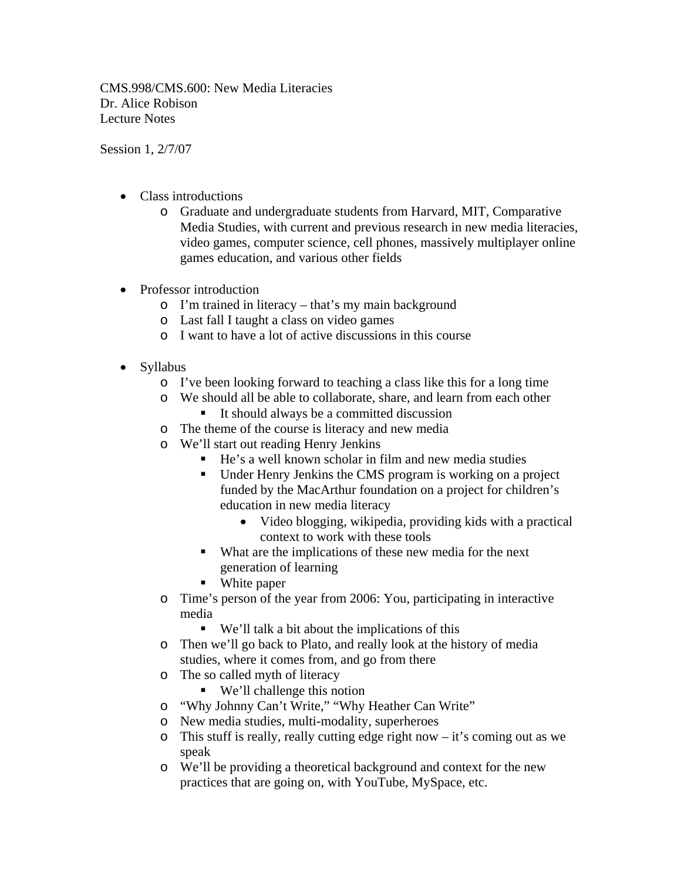CMS.998/CMS.600: New Media Literacies
Dr. Alice Robison
Lecture Notes

Session 1, 2/7/07

- Class introductions
  - Graduate and undergraduate students from Harvard, MIT, Comparative Media Studies, with current and previous research in new media literacies, video games, computer science, cell phones, massively multiplayer online games education, and various other fields

- Professor introduction
  - I'm trained in literacy – that's my main background
  - Last fall I taught a class on video games
  - I want to have a lot of active discussions in this course

- Syllabus
  - I've been looking forward to teaching a class like this for a long time
  - We should all be able to collaborate, share, and learn from each other
    - It should always be a committed discussion
  - The theme of the course is literacy and new media
  - We'll start out reading Henry Jenkins
    - He's a well known scholar in film and new media studies
    - Under Henry Jenkins the CMS program is working on a project funded by the MacArthur foundation on a project for children's education in new media literacy
      - Video blogging, wikipedia, providing kids with a practical context to work with these tools
    - What are the implications of these new media for the next generation of learning
    - White paper
  - Time's person of the year from 2006: You, participating in interactive media
    - We'll talk a bit about the implications of this
  - Then we'll go back to Plato, and really look at the history of media studies, where it comes from, and go from there
  - The so called myth of literacy
    - We'll challenge this notion
  - "Why Johnny Can't Write," "Why Heather Can Write"
  - New media studies, multi-modality, superheroes
  - This stuff is really, really cutting edge right now – it's coming out as we speak
  - We'll be providing a theoretical background and context for the new practices that are going on, with YouTube, MySpace, etc.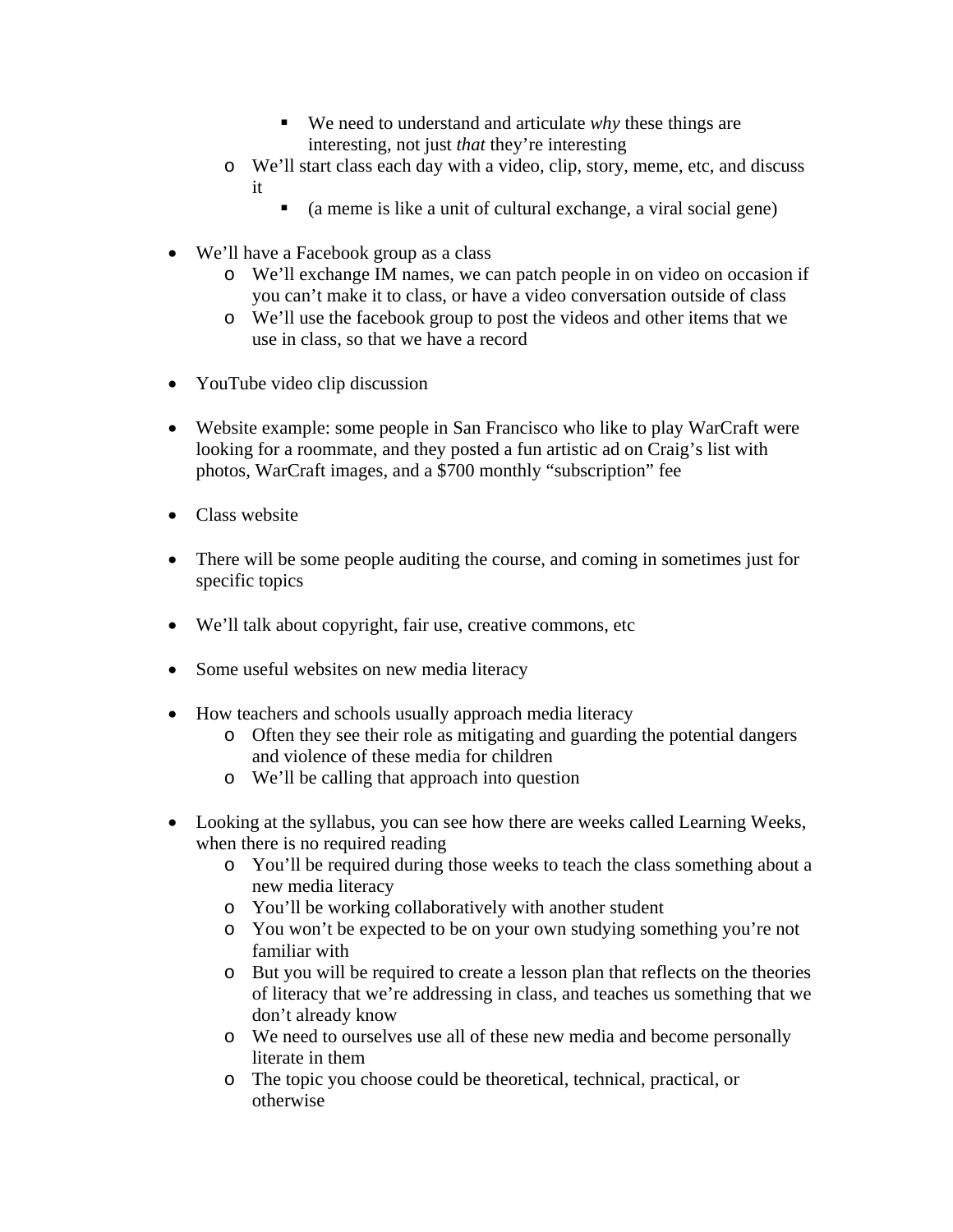- We need to understand and articulate *why* these things are interesting, not just *that* they're interesting
    - We'll start class each day with a video, clip, story, meme, etc, and discuss it
        - (a meme is like a unit of cultural exchange, a viral social gene)

- We'll have a Facebook group as a class
    - We'll exchange IM names, we can patch people in on video on occasion if you can't make it to class, or have a video conversation outside of class
    - We'll use the facebook group to post the videos and other items that we use in class, so that we have a record

- YouTube video clip discussion

- Website example: some people in San Francisco who like to play WarCraft were looking for a roommate, and they posted a fun artistic ad on Craig's list with photos, WarCraft images, and a $700 monthly "subscription" fee

- Class website

- There will be some people auditing the course, and coming in sometimes just for specific topics

- We'll talk about copyright, fair use, creative commons, etc

- Some useful websites on new media literacy

- How teachers and schools usually approach media literacy
    - Often they see their role as mitigating and guarding the potential dangers and violence of these media for children
    - We'll be calling that approach into question

- Looking at the syllabus, you can see how there are weeks called Learning Weeks, when there is no required reading
    - You'll be required during those weeks to teach the class something about a new media literacy
    - You'll be working collaboratively with another student
    - You won't be expected to be on your own studying something you're not familiar with
    - But you will be required to create a lesson plan that reflects on the theories of literacy that we're addressing in class, and teaches us something that we don't already know
    - We need to ourselves use all of these new media and become personally literate in them
    - The topic you choose could be theoretical, technical, practical, or otherwise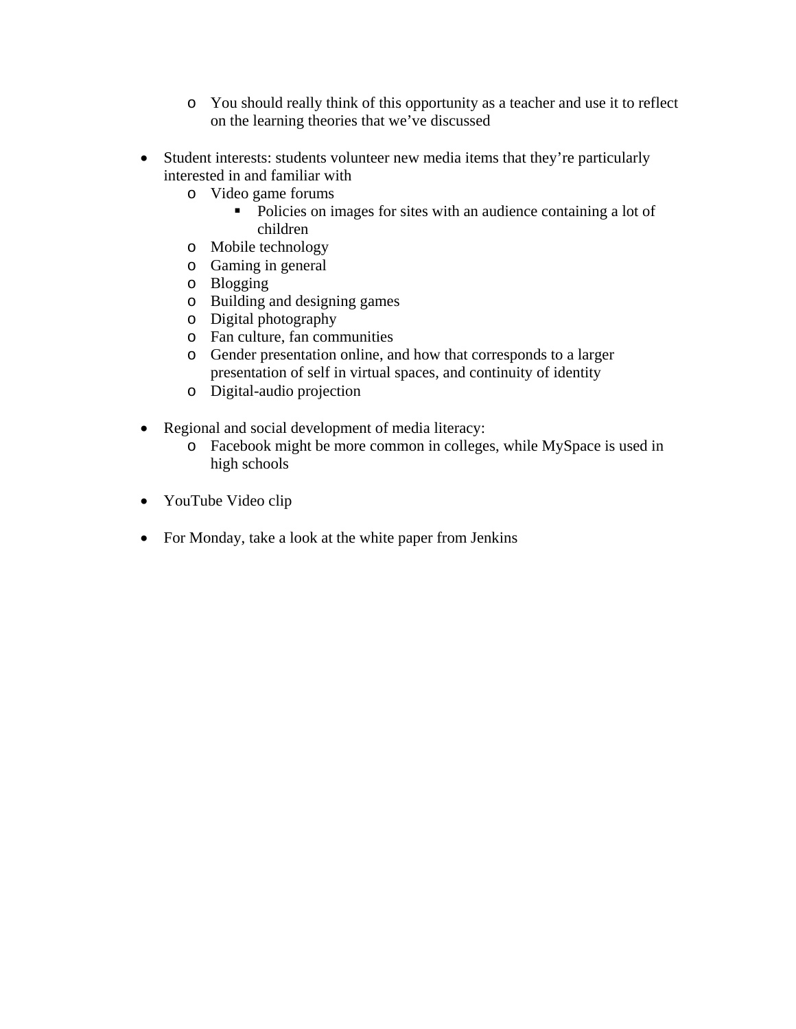- You should really think of this opportunity as a teacher and use it to reflect on the learning theories that we've discussed

- Student interests: students volunteer new media items that they're particularly interested in and familiar with
    - Video game forums
        - Policies on images for sites with an audience containing a lot of children
    - Mobile technology
    - Gaming in general
    - Blogging
    - Building and designing games
    - Digital photography
    - Fan culture, fan communities
    - Gender presentation online, and how that corresponds to a larger presentation of self in virtual spaces, and continuity of identity
    - Digital-audio projection

- Regional and social development of media literacy:
    - Facebook might be more common in colleges, while MySpace is used in high schools

- YouTube Video clip

- For Monday, take a look at the white paper from Jenkins